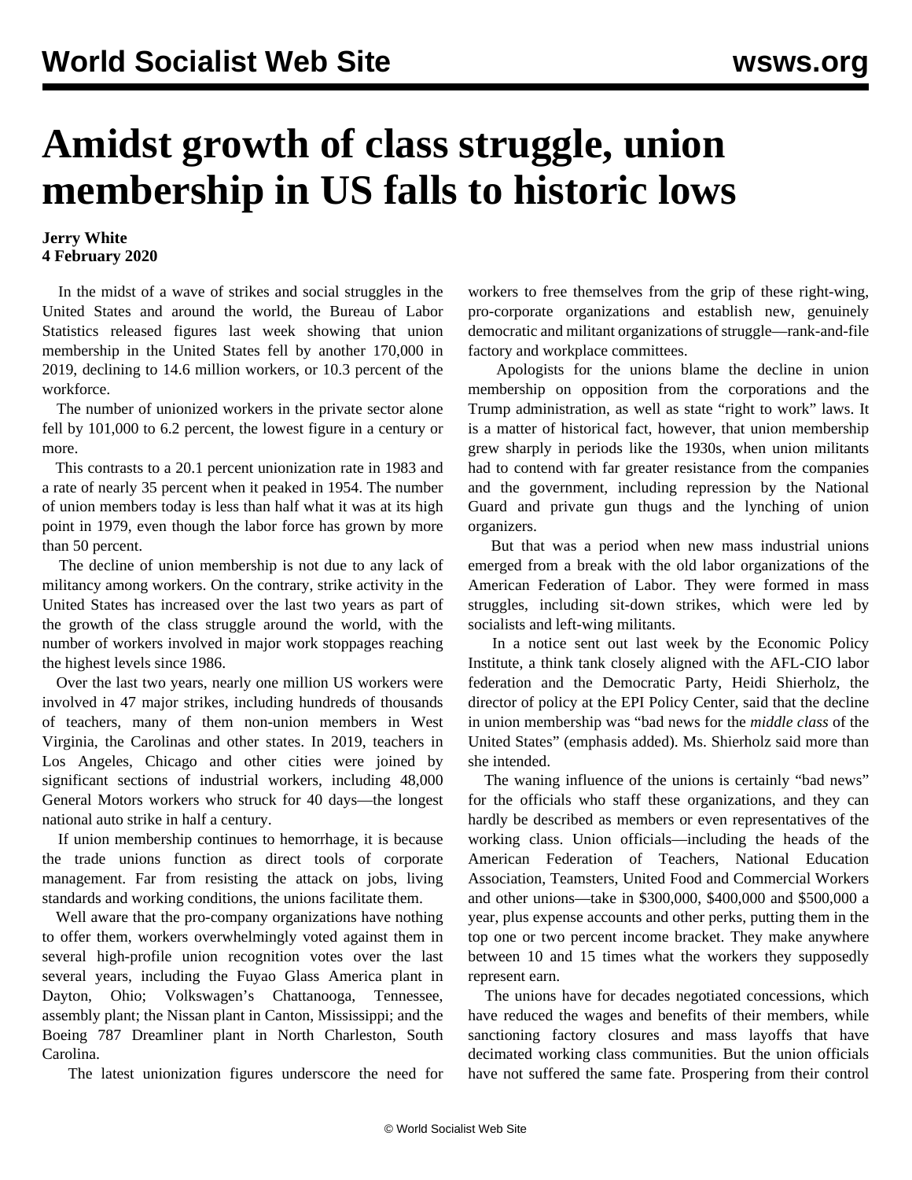# Amidst growth of class struggle, union membership in US falls to historic lows

**Jerry White**
**4 February 2020**

In the midst of a wave of strikes and social struggles in the United States and around the world, the Bureau of Labor Statistics released figures last week showing that union membership in the United States fell by another 170,000 in 2019, declining to 14.6 million workers, or 10.3 percent of the workforce.

The number of unionized workers in the private sector alone fell by 101,000 to 6.2 percent, the lowest figure in a century or more.

This contrasts to a 20.1 percent unionization rate in 1983 and a rate of nearly 35 percent when it peaked in 1954. The number of union members today is less than half what it was at its high point in 1979, even though the labor force has grown by more than 50 percent.

The decline of union membership is not due to any lack of militancy among workers. On the contrary, strike activity in the United States has increased over the last two years as part of the growth of the class struggle around the world, with the number of workers involved in major work stoppages reaching the highest levels since 1986.

Over the last two years, nearly one million US workers were involved in 47 major strikes, including hundreds of thousands of teachers, many of them non-union members in West Virginia, the Carolinas and other states. In 2019, teachers in Los Angeles, Chicago and other cities were joined by significant sections of industrial workers, including 48,000 General Motors workers who struck for 40 days—the longest national auto strike in half a century.

If union membership continues to hemorrhage, it is because the trade unions function as direct tools of corporate management. Far from resisting the attack on jobs, living standards and working conditions, the unions facilitate them.

Well aware that the pro-company organizations have nothing to offer them, workers overwhelmingly voted against them in several high-profile union recognition votes over the last several years, including the Fuyao Glass America plant in Dayton, Ohio; Volkswagen's Chattanooga, Tennessee, assembly plant; the Nissan plant in Canton, Mississippi; and the Boeing 787 Dreamliner plant in North Charleston, South Carolina.

The latest unionization figures underscore the need for workers to free themselves from the grip of these right-wing, pro-corporate organizations and establish new, genuinely democratic and militant organizations of struggle—rank-and-file factory and workplace committees.

Apologists for the unions blame the decline in union membership on opposition from the corporations and the Trump administration, as well as state "right to work" laws. It is a matter of historical fact, however, that union membership grew sharply in periods like the 1930s, when union militants had to contend with far greater resistance from the companies and the government, including repression by the National Guard and private gun thugs and the lynching of union organizers.

But that was a period when new mass industrial unions emerged from a break with the old labor organizations of the American Federation of Labor. They were formed in mass struggles, including sit-down strikes, which were led by socialists and left-wing militants.

In a notice sent out last week by the Economic Policy Institute, a think tank closely aligned with the AFL-CIO labor federation and the Democratic Party, Heidi Shierholz, the director of policy at the EPI Policy Center, said that the decline in union membership was "bad news for the *middle class* of the United States" (emphasis added). Ms. Shierholz said more than she intended.

The waning influence of the unions is certainly "bad news" for the officials who staff these organizations, and they can hardly be described as members or even representatives of the working class. Union officials—including the heads of the American Federation of Teachers, National Education Association, Teamsters, United Food and Commercial Workers and other unions—take in $300,000, $400,000 and $500,000 a year, plus expense accounts and other perks, putting them in the top one or two percent income bracket. They make anywhere between 10 and 15 times what the workers they supposedly represent earn.

The unions have for decades negotiated concessions, which have reduced the wages and benefits of their members, while sanctioning factory closures and mass layoffs that have decimated working class communities. But the union officials have not suffered the same fate. Prospering from their control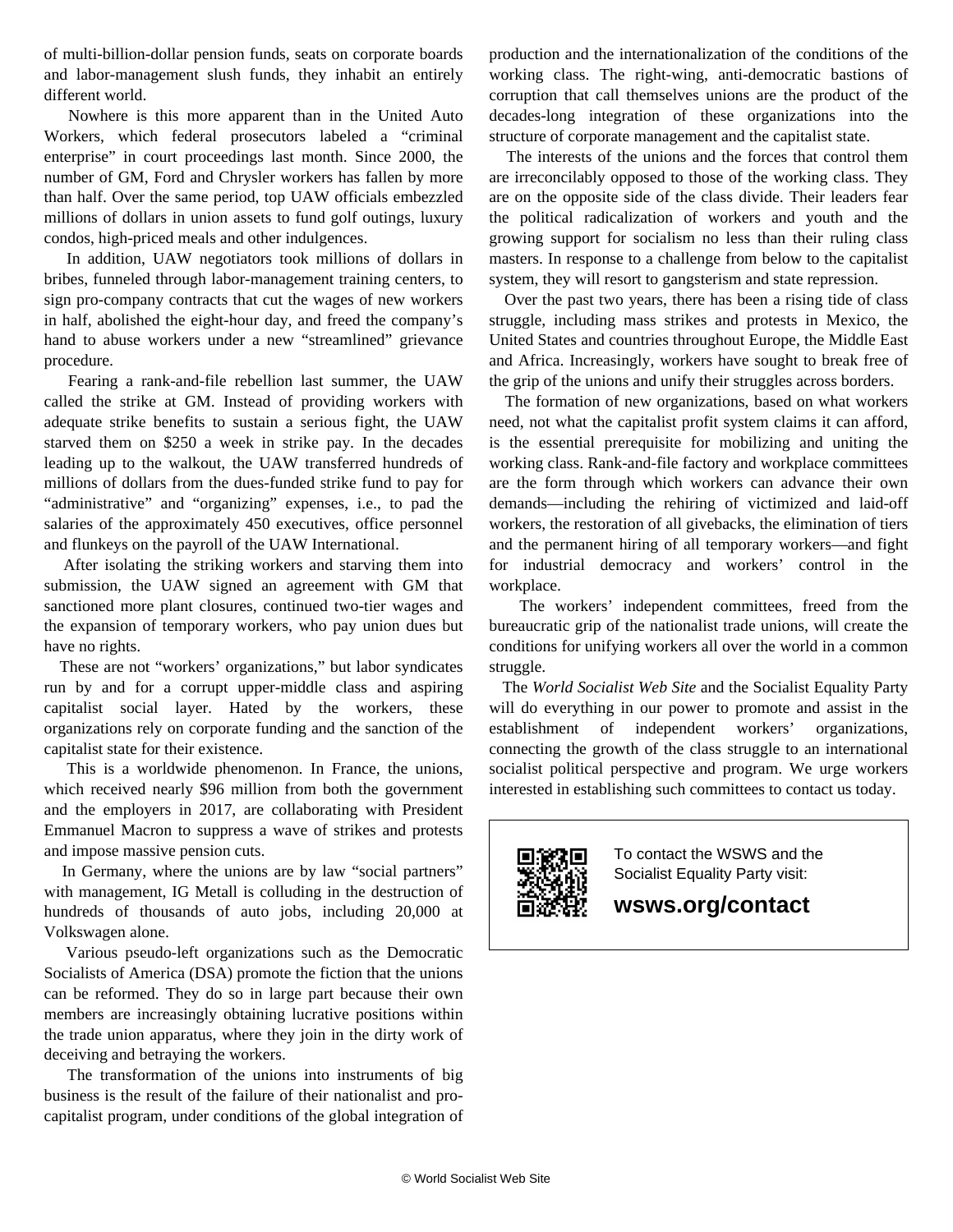of multi-billion-dollar pension funds, seats on corporate boards and labor-management slush funds, they inhabit an entirely different world.

Nowhere is this more apparent than in the United Auto Workers, which federal prosecutors labeled a "criminal enterprise" in court proceedings last month. Since 2000, the number of GM, Ford and Chrysler workers has fallen by more than half. Over the same period, top UAW officials embezzled millions of dollars in union assets to fund golf outings, luxury condos, high-priced meals and other indulgences.

In addition, UAW negotiators took millions of dollars in bribes, funneled through labor-management training centers, to sign pro-company contracts that cut the wages of new workers in half, abolished the eight-hour day, and freed the company's hand to abuse workers under a new "streamlined" grievance procedure.

Fearing a rank-and-file rebellion last summer, the UAW called the strike at GM. Instead of providing workers with adequate strike benefits to sustain a serious fight, the UAW starved them on $250 a week in strike pay. In the decades leading up to the walkout, the UAW transferred hundreds of millions of dollars from the dues-funded strike fund to pay for "administrative" and "organizing" expenses, i.e., to pad the salaries of the approximately 450 executives, office personnel and flunkeys on the payroll of the UAW International.

After isolating the striking workers and starving them into submission, the UAW signed an agreement with GM that sanctioned more plant closures, continued two-tier wages and the expansion of temporary workers, who pay union dues but have no rights.

These are not "workers' organizations," but labor syndicates run by and for a corrupt upper-middle class and aspiring capitalist social layer. Hated by the workers, these organizations rely on corporate funding and the sanction of the capitalist state for their existence.

This is a worldwide phenomenon. In France, the unions, which received nearly $96 million from both the government and the employers in 2017, are collaborating with President Emmanuel Macron to suppress a wave of strikes and protests and impose massive pension cuts.

In Germany, where the unions are by law "social partners" with management, IG Metall is colluding in the destruction of hundreds of thousands of auto jobs, including 20,000 at Volkswagen alone.

Various pseudo-left organizations such as the Democratic Socialists of America (DSA) promote the fiction that the unions can be reformed. They do so in large part because their own members are increasingly obtaining lucrative positions within the trade union apparatus, where they join in the dirty work of deceiving and betraying the workers.

The transformation of the unions into instruments of big business is the result of the failure of their nationalist and pro-capitalist program, under conditions of the global integration of production and the internationalization of the conditions of the working class. The right-wing, anti-democratic bastions of corruption that call themselves unions are the product of the decades-long integration of these organizations into the structure of corporate management and the capitalist state.

The interests of the unions and the forces that control them are irreconcilably opposed to those of the working class. They are on the opposite side of the class divide. Their leaders fear the political radicalization of workers and youth and the growing support for socialism no less than their ruling class masters. In response to a challenge from below to the capitalist system, they will resort to gangsterism and state repression.

Over the past two years, there has been a rising tide of class struggle, including mass strikes and protests in Mexico, the United States and countries throughout Europe, the Middle East and Africa. Increasingly, workers have sought to break free of the grip of the unions and unify their struggles across borders.

The formation of new organizations, based on what workers need, not what the capitalist profit system claims it can afford, is the essential prerequisite for mobilizing and uniting the working class. Rank-and-file factory and workplace committees are the form through which workers can advance their own demands—including the rehiring of victimized and laid-off workers, the restoration of all givebacks, the elimination of tiers and the permanent hiring of all temporary workers—and fight for industrial democracy and workers' control in the workplace.

The workers' independent committees, freed from the bureaucratic grip of the nationalist trade unions, will create the conditions for unifying workers all over the world in a common struggle.

The *World Socialist Web Site* and the Socialist Equality Party will do everything in our power to promote and assist in the establishment of independent workers' organizations, connecting the growth of the class struggle to an international socialist political perspective and program. We urge workers interested in establishing such committees to contact us today.

To contact the WSWS and the Socialist Equality Party visit:

**wsws.org/contact**